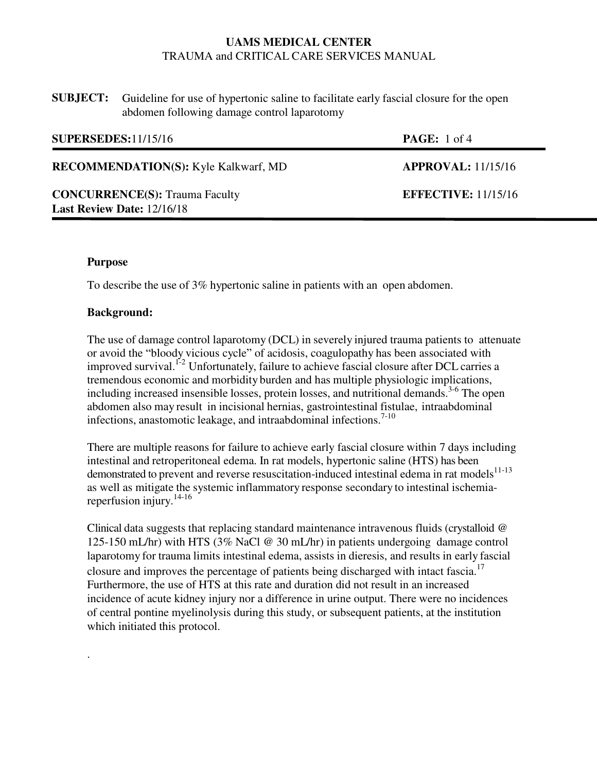**UAMS MEDICAL CENTER**
TRAUMA and CRITICAL CARE SERVICES MANUAL

**SUBJECT:** Guideline for use of hypertonic saline to facilitate early fascial closure for the open abdomen following damage control laparotomy

**SUPERSEDES:** 11/15/16

**RECOMMENDATION(S):** Kyle Kalkwarf, MD — **APPROVAL:** 11/15/16

**CONCURRENCE(S):** Trauma Faculty — **EFFECTIVE:** 11/15/16

**Last Review Date:** 12/16/18

**Purpose**

To describe the use of 3% hypertonic saline in patients with an open abdomen.

**Background:**

The use of damage control laparotomy (DCL) in severely injured trauma patients to attenuate or avoid the "bloody vicious cycle" of acidosis, coagulopathy has been associated with improved survival.[1-2] Unfortunately, failure to achieve fascial closure after DCL carries a tremendous economic and morbidity burden and has multiple physiologic implications, including increased insensible losses, protein losses, and nutritional demands.[3-6] The open abdomen also may result in incisional hernias, gastrointestinal fistulae, intraabdominal infections, anastomotic leakage, and intraabdominal infections.[7-10]

There are multiple reasons for failure to achieve early fascial closure within 7 days including intestinal and retroperitoneal edema. In rat models, hypertonic saline (HTS) has been demonstrated to prevent and reverse resuscitation-induced intestinal edema in rat models[11-13] as well as mitigate the systemic inflammatory response secondary to intestinal ischemia-reperfusion injury.[14-16]

Clinical data suggests that replacing standard maintenance intravenous fluids (crystalloid @ 125-150 mL/hr) with HTS (3% NaCl @ 30 mL/hr) in patients undergoing damage control laparotomy for trauma limits intestinal edema, assists in dieresis, and results in early fascial closure and improves the percentage of patients being discharged with intact fascia.[17] Furthermore, the use of HTS at this rate and duration did not result in an increased incidence of acute kidney injury nor a difference in urine output. There were no incidences of central pontine myelinolysis during this study, or subsequent patients, at the institution which initiated this protocol.

.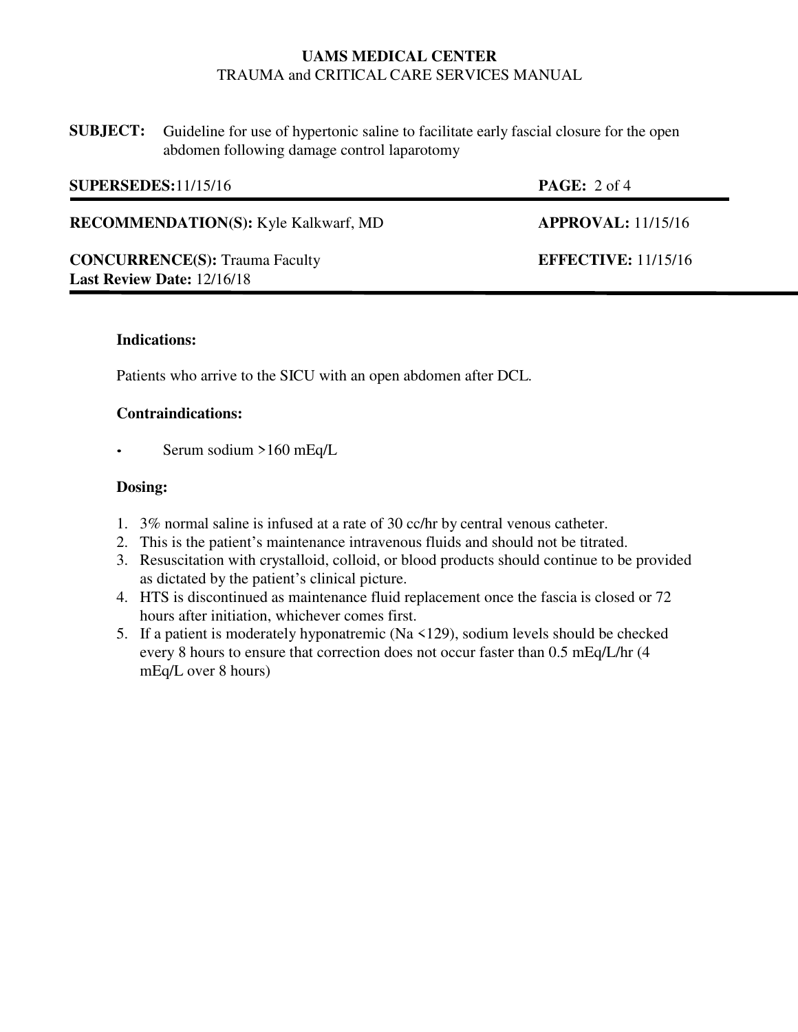**UAMS MEDICAL CENTER**
TRAUMA and CRITICAL CARE SERVICES MANUAL

**SUBJECT:** Guideline for use of hypertonic saline to facilitate early fascial closure for the open abdomen following damage control laparotomy

**SUPERSEDES:** 11/15/16

**RECOMMENDATION(S):** Kyle Kalkwarf, MD — **APPROVAL:** 11/15/16

**CONCURRENCE(S):** Trauma Faculty — **EFFECTIVE:** 11/15/16

**Last Review Date:** 12/16/18

### Indications:

Patients who arrive to the SICU with an open abdomen after DCL.

### Contraindications:

- Serum sodium >160 mEq/L

### Dosing:

1. 3% normal saline is infused at a rate of 30 cc/hr by central venous catheter.
2. This is the patient's maintenance intravenous fluids and should not be titrated.
3. Resuscitation with crystalloid, colloid, or blood products should continue to be provided as dictated by the patient's clinical picture.
4. HTS is discontinued as maintenance fluid replacement once the fascia is closed or 72 hours after initiation, whichever comes first.
5. If a patient is moderately hyponatremic (Na <129), sodium levels should be checked every 8 hours to ensure that correction does not occur faster than 0.5 mEq/L/hr (4 mEq/L over 8 hours)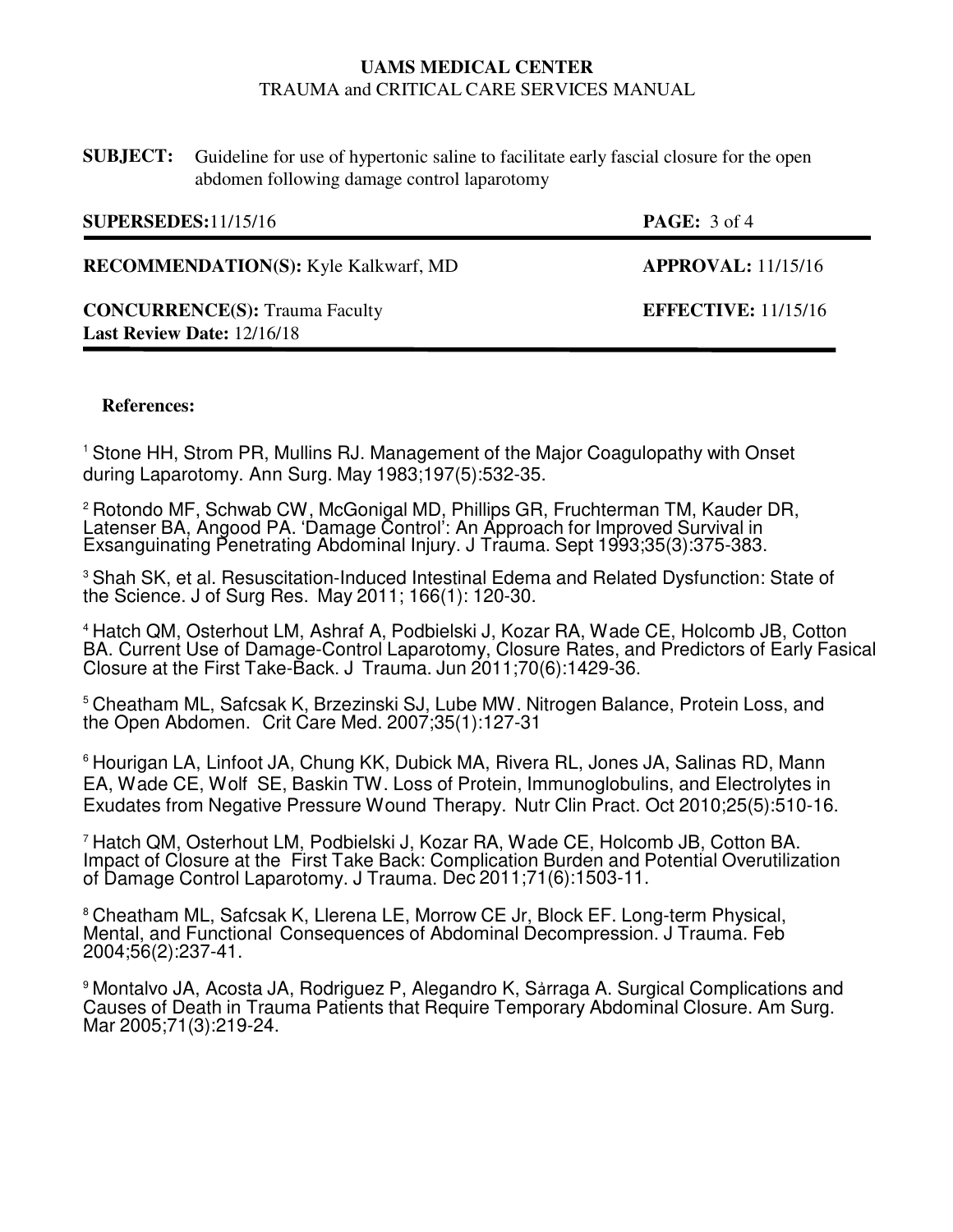**References:**

[1] Stone HH, Strom PR, Mullins RJ. Management of the Major Coagulopathy with Onset during Laparotomy. Ann Surg. May 1983;197(5):532-35.

[2] Rotondo MF, Schwab CW, McGonigal MD, Phillips GR, Fruchterman TM, Kauder DR, Latenser BA, Angood PA. 'Damage Control': An Approach for Improved Survival in Exsanguinating Penetrating Abdominal Injury. J Trauma. Sept 1993;35(3):375-383.

[3] Shah SK, et al. Resuscitation-Induced Intestinal Edema and Related Dysfunction: State of the Science. J of Surg Res. May 2011; 166(1): 120-30.

[4] Hatch QM, Osterhout LM, Ashraf A, Podbielski J, Kozar RA, Wade CE, Holcomb JB, Cotton BA. Current Use of Damage-Control Laparotomy, Closure Rates, and Predictors of Early Fasical Closure at the First Take-Back. J Trauma. Jun 2011;70(6):1429-36.

[5] Cheatham ML, Safcsak K, Brzezinski SJ, Lube MW. Nitrogen Balance, Protein Loss, and the Open Abdomen. Crit Care Med. 2007;35(1):127-31

[6] Hourigan LA, Linfoot JA, Chung KK, Dubick MA, Rivera RL, Jones JA, Salinas RD, Mann EA, Wade CE, Wolf SE, Baskin TW. Loss of Protein, Immunoglobulins, and Electrolytes in Exudates from Negative Pressure Wound Therapy. Nutr Clin Pract. Oct 2010;25(5):510-16.

[7] Hatch QM, Osterhout LM, Podbielski J, Kozar RA, Wade CE, Holcomb JB, Cotton BA. Impact of Closure at the First Take Back: Complication Burden and Potential Overutilization of Damage Control Laparotomy. J Trauma. Dec 2011;71(6):1503-11.

[8] Cheatham ML, Safcsak K, Llerena LE, Morrow CE Jr, Block EF. Long-term Physical, Mental, and Functional Consequences of Abdominal Decompression. J Trauma. Feb 2004;56(2):237-41.

[9] Montalvo JA, Acosta JA, Rodriguez P, Alegandro K, Sårraga A. Surgical Complications and Causes of Death in Trauma Patients that Require Temporary Abdominal Closure. Am Surg. Mar 2005;71(3):219-24.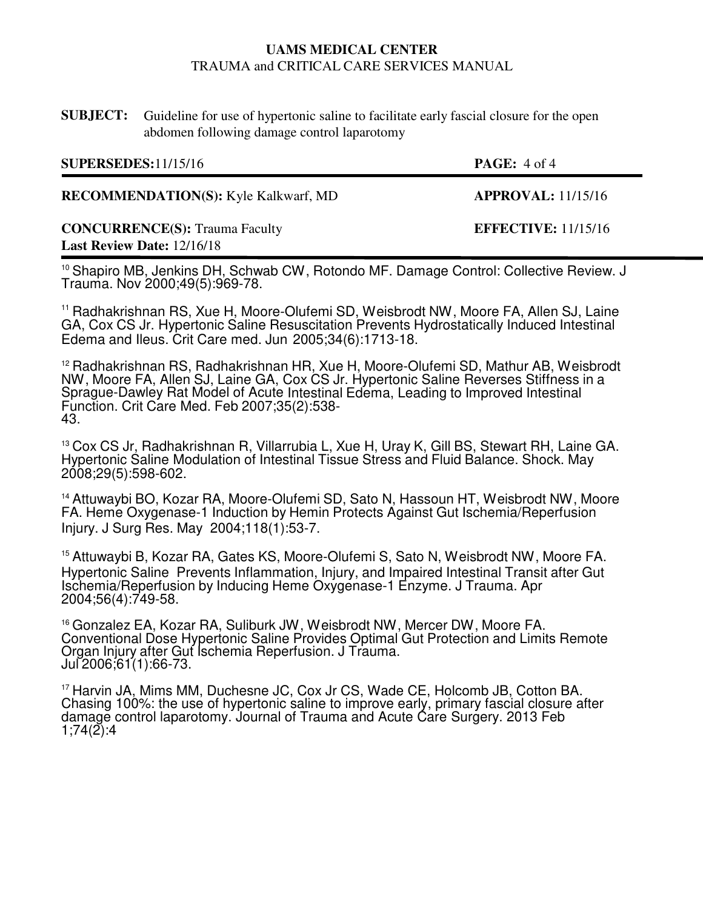[10] Shapiro MB, Jenkins DH, Schwab CW, Rotondo MF. Damage Control: Collective Review. J Trauma. Nov 2000;49(5):969-78.

[11] Radhakrishnan RS, Xue H, Moore-Olufemi SD, Weisbrodt NW, Moore FA, Allen SJ, Laine GA, Cox CS Jr. Hypertonic Saline Resuscitation Prevents Hydrostatically Induced Intestinal Edema and Ileus. Crit Care med. Jun 2005;34(6):1713-18.

[12] Radhakrishnan RS, Radhakrishnan HR, Xue H, Moore-Olufemi SD, Mathur AB, Weisbrodt NW, Moore FA, Allen SJ, Laine GA, Cox CS Jr. Hypertonic Saline Reverses Stiffness in a Sprague-Dawley Rat Model of Acute Intestinal Edema, Leading to Improved Intestinal Function. Crit Care Med. Feb 2007;35(2):538-43.

[13] Cox CS Jr, Radhakrishnan R, Villarrubia L, Xue H, Uray K, Gill BS, Stewart RH, Laine GA. Hypertonic Saline Modulation of Intestinal Tissue Stress and Fluid Balance. Shock. May 2008;29(5):598-602.

[14] Attuwaybi BO, Kozar RA, Moore-Olufemi SD, Sato N, Hassoun HT, Weisbrodt NW, Moore FA. Heme Oxygenase-1 Induction by Hemin Protects Against Gut Ischemia/Reperfusion Injury. J Surg Res. May 2004;118(1):53-7.

[15] Attuwaybi B, Kozar RA, Gates KS, Moore-Olufemi S, Sato N, Weisbrodt NW, Moore FA. Hypertonic Saline Prevents Inflammation, Injury, and Impaired Intestinal Transit after Gut Ischemia/Reperfusion by Inducing Heme Oxygenase-1 Enzyme. J Trauma. Apr 2004;56(4):749-58.

[16] Gonzalez EA, Kozar RA, Suliburk JW, Weisbrodt NW, Mercer DW, Moore FA. Conventional Dose Hypertonic Saline Provides Optimal Gut Protection and Limits Remote Organ Injury after Gut Ischemia Reperfusion. J Trauma. Jul 2006;61(1):66-73.

[17] Harvin JA, Mims MM, Duchesne JC, Cox Jr CS, Wade CE, Holcomb JB, Cotton BA. Chasing 100%: the use of hypertonic saline to improve early, primary fascial closure after damage control laparotomy. Journal of Trauma and Acute Care Surgery. 2013 Feb 1;74(2):4